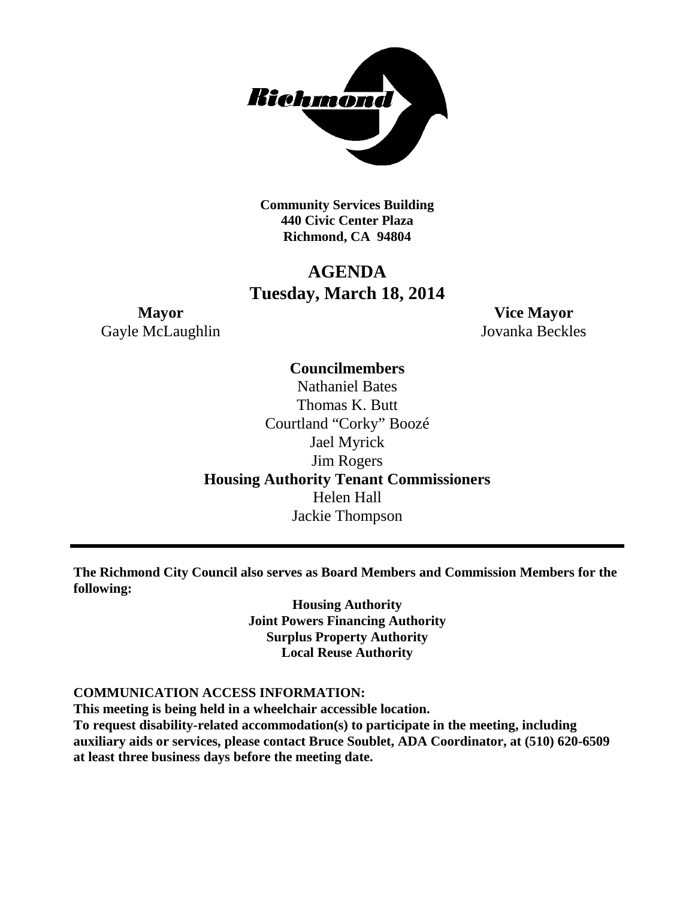**Community Services Building**
**440 Civic Center Plaza**
**Richmond, CA 94804**

# AGENDA
## Tuesday, March 18, 2014

**Mayor**
Gayle McLaughlin

**Vice Mayor**
Jovanka Beckles

**Councilmembers**
Nathaniel Bates
Thomas K. Butt
Courtland "Corky" Boozé
Jael Myrick
Jim Rogers

**Housing Authority Tenant Commissioners**
Helen Hall
Jackie Thompson

---

**The Richmond City Council also serves as Board Members and Commission Members for the following:**

**Housing Authority**
**Joint Powers Financing Authority**
**Surplus Property Authority**
**Local Reuse Authority**

**COMMUNICATION ACCESS INFORMATION:**
**This meeting is being held in a wheelchair accessible location.**
**To request disability-related accommodation(s) to participate in the meeting, including auxiliary aids or services, please contact Bruce Soublet, ADA Coordinator, at (510) 620-6509 at least three business days before the meeting date.**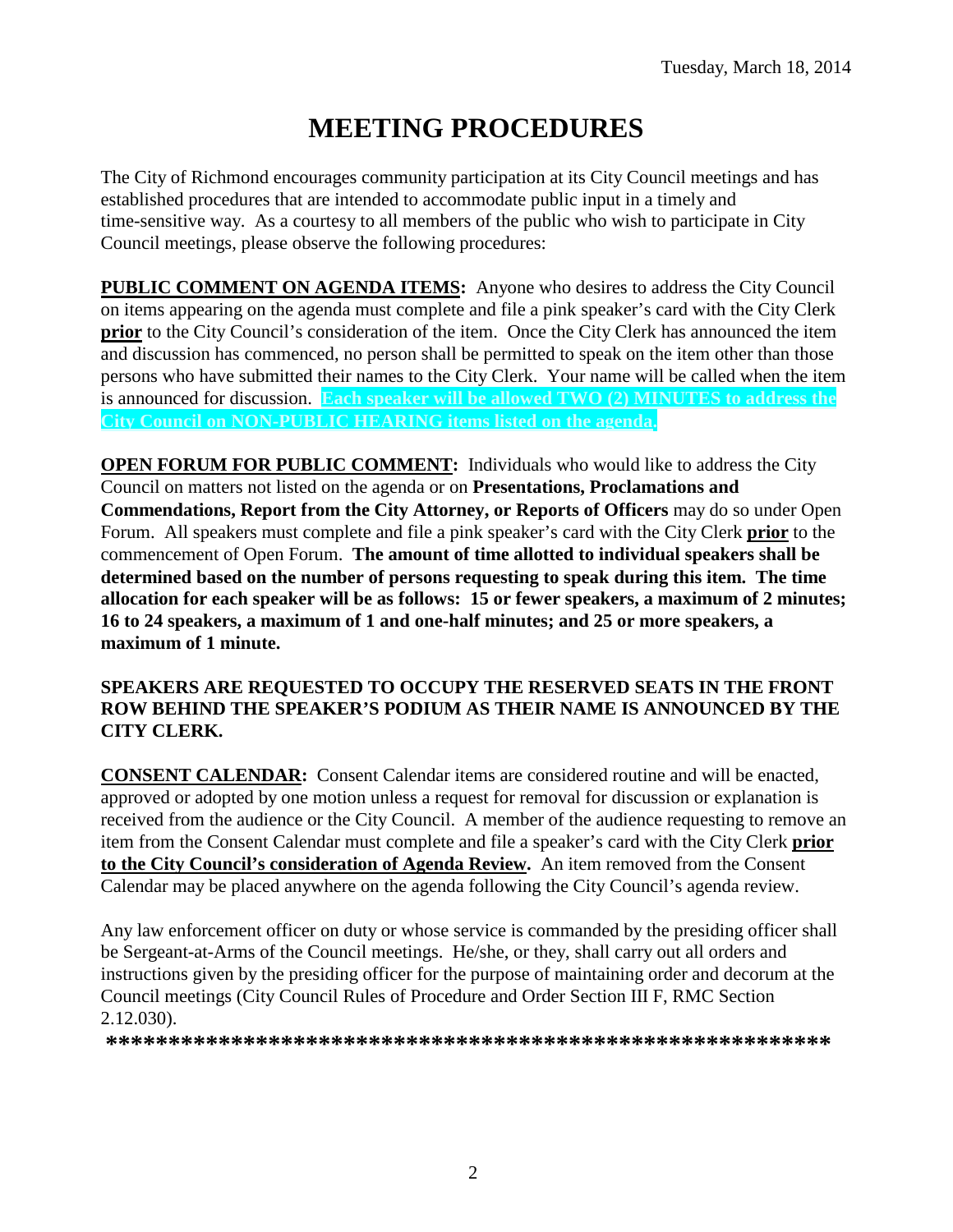Tuesday, March 18, 2014

# MEETING PROCEDURES

The City of Richmond encourages community participation at its City Council meetings and has established procedures that are intended to accommodate public input in a timely and time-sensitive way. As a courtesy to all members of the public who wish to participate in City Council meetings, please observe the following procedures:

**PUBLIC COMMENT ON AGENDA ITEMS:** Anyone who desires to address the City Council on items appearing on the agenda must complete and file a pink speaker's card with the City Clerk **prior** to the City Council's consideration of the item. Once the City Clerk has announced the item and discussion has commenced, no person shall be permitted to speak on the item other than those persons who have submitted their names to the City Clerk. Your name will be called when the item is announced for discussion. **Each speaker will be allowed TWO (2) MINUTES to address the City Council on NON-PUBLIC HEARING items listed on the agenda.**

**OPEN FORUM FOR PUBLIC COMMENT:** Individuals who would like to address the City Council on matters not listed on the agenda or on **Presentations, Proclamations and Commendations, Report from the City Attorney, or Reports of Officers** may do so under Open Forum. All speakers must complete and file a pink speaker's card with the City Clerk **prior** to the commencement of Open Forum. **The amount of time allotted to individual speakers shall be determined based on the number of persons requesting to speak during this item. The time allocation for each speaker will be as follows: 15 or fewer speakers, a maximum of 2 minutes; 16 to 24 speakers, a maximum of 1 and one-half minutes; and 25 or more speakers, a maximum of 1 minute.**

**SPEAKERS ARE REQUESTED TO OCCUPY THE RESERVED SEATS IN THE FRONT ROW BEHIND THE SPEAKER'S PODIUM AS THEIR NAME IS ANNOUNCED BY THE CITY CLERK.**

**CONSENT CALENDAR:** Consent Calendar items are considered routine and will be enacted, approved or adopted by one motion unless a request for removal for discussion or explanation is received from the audience or the City Council. A member of the audience requesting to remove an item from the Consent Calendar must complete and file a speaker's card with the City Clerk **prior to the City Council's consideration of Agenda Review.** An item removed from the Consent Calendar may be placed anywhere on the agenda following the City Council's agenda review.

Any law enforcement officer on duty or whose service is commanded by the presiding officer shall be Sergeant-at-Arms of the Council meetings. He/she, or they, shall carry out all orders and instructions given by the presiding officer for the purpose of maintaining order and decorum at the Council meetings (City Council Rules of Procedure and Order Section III F, RMC Section 2.12.030).

**\*\*\*\*\*\*\*\*\*\*\*\*\*\*\*\*\*\*\*\*\*\*\*\*\*\*\*\*\*\*\*\*\*\*\*\*\*\*\*\*\*\*\*\*\*\*\*\*\*\*\*\*\*\*\*\*\*\*\*\*\*\***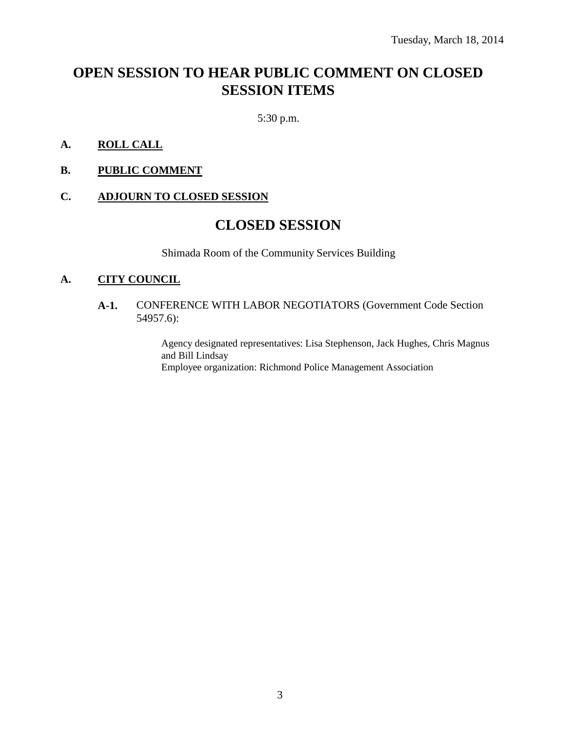Tuesday, March 18, 2014

# OPEN SESSION TO HEAR PUBLIC COMMENT ON CLOSED SESSION ITEMS

5:30 p.m.

**A. ROLL CALL**

**B. PUBLIC COMMENT**

**C. ADJOURN TO CLOSED SESSION**

# CLOSED SESSION

Shimada Room of the Community Services Building

**A. CITY COUNCIL**

**A-1.** CONFERENCE WITH LABOR NEGOTIATORS (Government Code Section 54957.6):

Agency designated representatives: Lisa Stephenson, Jack Hughes, Chris Magnus and Bill Lindsay
Employee organization: Richmond Police Management Association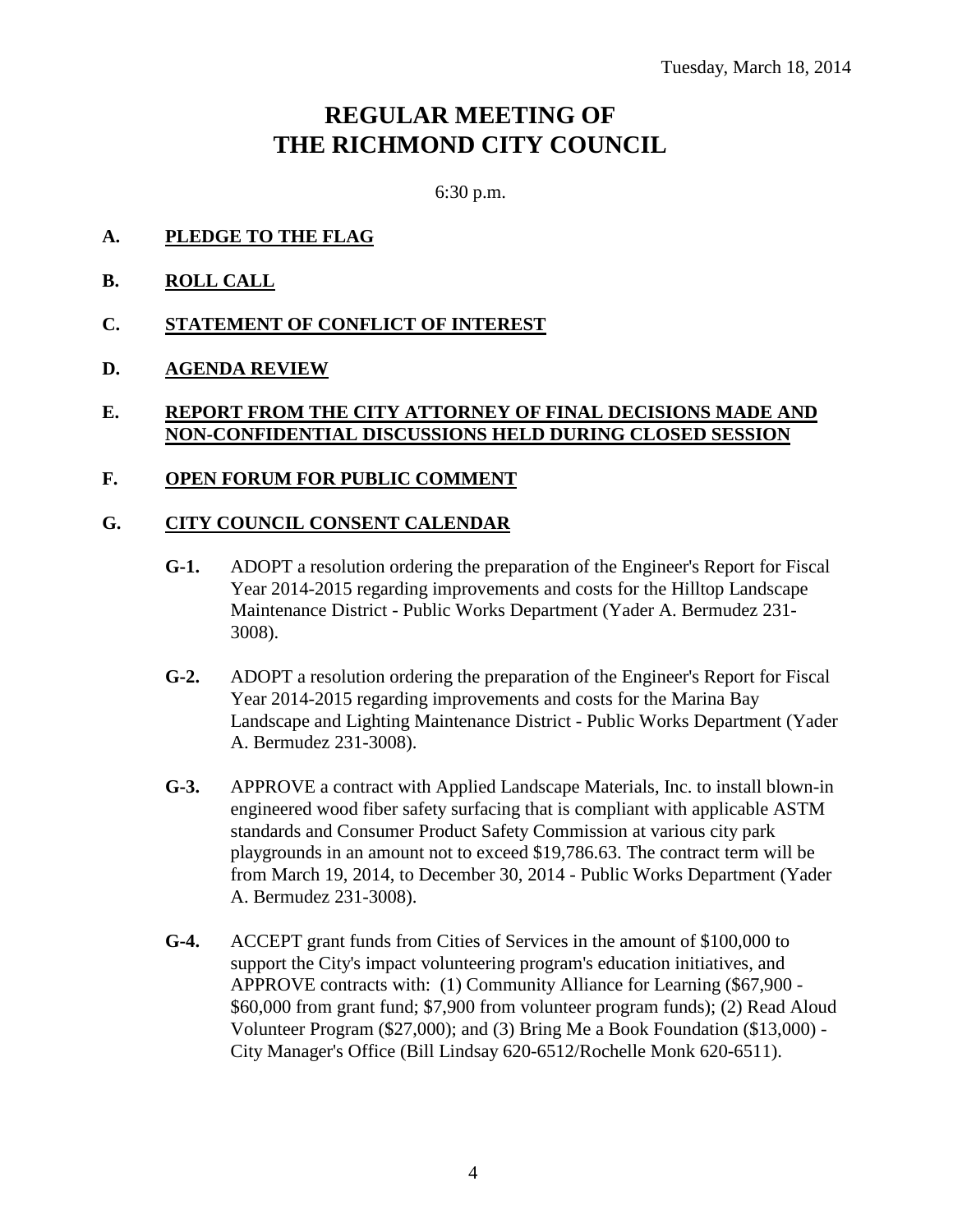Tuesday, March 18, 2014

# REGULAR MEETING OF THE RICHMOND CITY COUNCIL

6:30 p.m.

**A. PLEDGE TO THE FLAG**

**B. ROLL CALL**

**C. STATEMENT OF CONFLICT OF INTEREST**

**D. AGENDA REVIEW**

**E. REPORT FROM THE CITY ATTORNEY OF FINAL DECISIONS MADE AND NON-CONFIDENTIAL DISCUSSIONS HELD DURING CLOSED SESSION**

**F. OPEN FORUM FOR PUBLIC COMMENT**

**G. CITY COUNCIL CONSENT CALENDAR**

**G-1.** ADOPT a resolution ordering the preparation of the Engineer's Report for Fiscal Year 2014-2015 regarding improvements and costs for the Hilltop Landscape Maintenance District - Public Works Department (Yader A. Bermudez 231-3008).

**G-2.** ADOPT a resolution ordering the preparation of the Engineer's Report for Fiscal Year 2014-2015 regarding improvements and costs for the Marina Bay Landscape and Lighting Maintenance District - Public Works Department (Yader A. Bermudez 231-3008).

**G-3.** APPROVE a contract with Applied Landscape Materials, Inc. to install blown-in engineered wood fiber safety surfacing that is compliant with applicable ASTM standards and Consumer Product Safety Commission at various city park playgrounds in an amount not to exceed $19,786.63. The contract term will be from March 19, 2014, to December 30, 2014 - Public Works Department (Yader A. Bermudez 231-3008).

**G-4.** ACCEPT grant funds from Cities of Services in the amount of $100,000 to support the City's impact volunteering program's education initiatives, and APPROVE contracts with: (1) Community Alliance for Learning ($67,900 - $60,000 from grant fund; $7,900 from volunteer program funds); (2) Read Aloud Volunteer Program ($27,000); and (3) Bring Me a Book Foundation ($13,000) - City Manager's Office (Bill Lindsay 620-6512/Rochelle Monk 620-6511).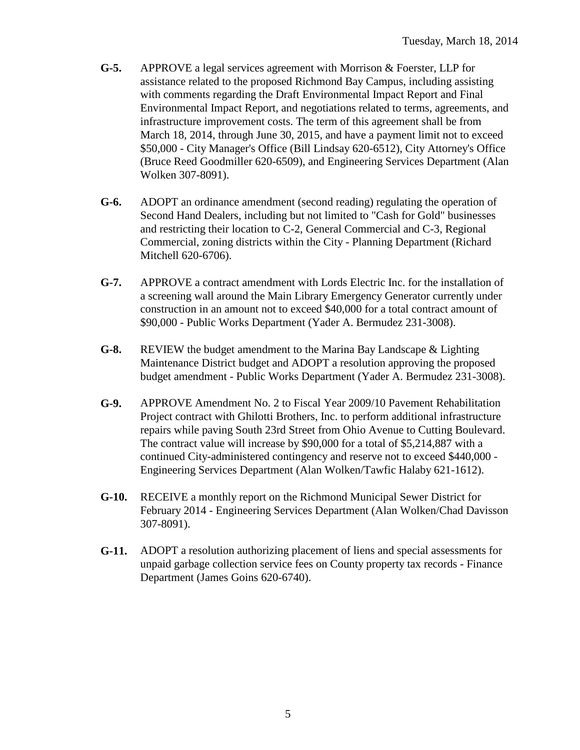**G-5.** APPROVE a legal services agreement with Morrison & Foerster, LLP for assistance related to the proposed Richmond Bay Campus, including assisting with comments regarding the Draft Environmental Impact Report and Final Environmental Impact Report, and negotiations related to terms, agreements, and infrastructure improvement costs. The term of this agreement shall be from March 18, 2014, through June 30, 2015, and have a payment limit not to exceed $50,000 - City Manager's Office (Bill Lindsay 620-6512), City Attorney's Office (Bruce Reed Goodmiller 620-6509), and Engineering Services Department (Alan Wolken 307-8091).

**G-6.** ADOPT an ordinance amendment (second reading) regulating the operation of Second Hand Dealers, including but not limited to "Cash for Gold" businesses and restricting their location to C-2, General Commercial and C-3, Regional Commercial, zoning districts within the City - Planning Department (Richard Mitchell 620-6706).

**G-7.** APPROVE a contract amendment with Lords Electric Inc. for the installation of a screening wall around the Main Library Emergency Generator currently under construction in an amount not to exceed $40,000 for a total contract amount of $90,000 - Public Works Department (Yader A. Bermudez 231-3008).

**G-8.** REVIEW the budget amendment to the Marina Bay Landscape & Lighting Maintenance District budget and ADOPT a resolution approving the proposed budget amendment - Public Works Department (Yader A. Bermudez 231-3008).

**G-9.** APPROVE Amendment No. 2 to Fiscal Year 2009/10 Pavement Rehabilitation Project contract with Ghilotti Brothers, Inc. to perform additional infrastructure repairs while paving South 23rd Street from Ohio Avenue to Cutting Boulevard. The contract value will increase by $90,000 for a total of $5,214,887 with a continued City-administered contingency and reserve not to exceed $440,000 - Engineering Services Department (Alan Wolken/Tawfic Halaby 621-1612).

**G-10.** RECEIVE a monthly report on the Richmond Municipal Sewer District for February 2014 - Engineering Services Department (Alan Wolken/Chad Davisson 307-8091).

**G-11.** ADOPT a resolution authorizing placement of liens and special assessments for unpaid garbage collection service fees on County property tax records - Finance Department (James Goins 620-6740).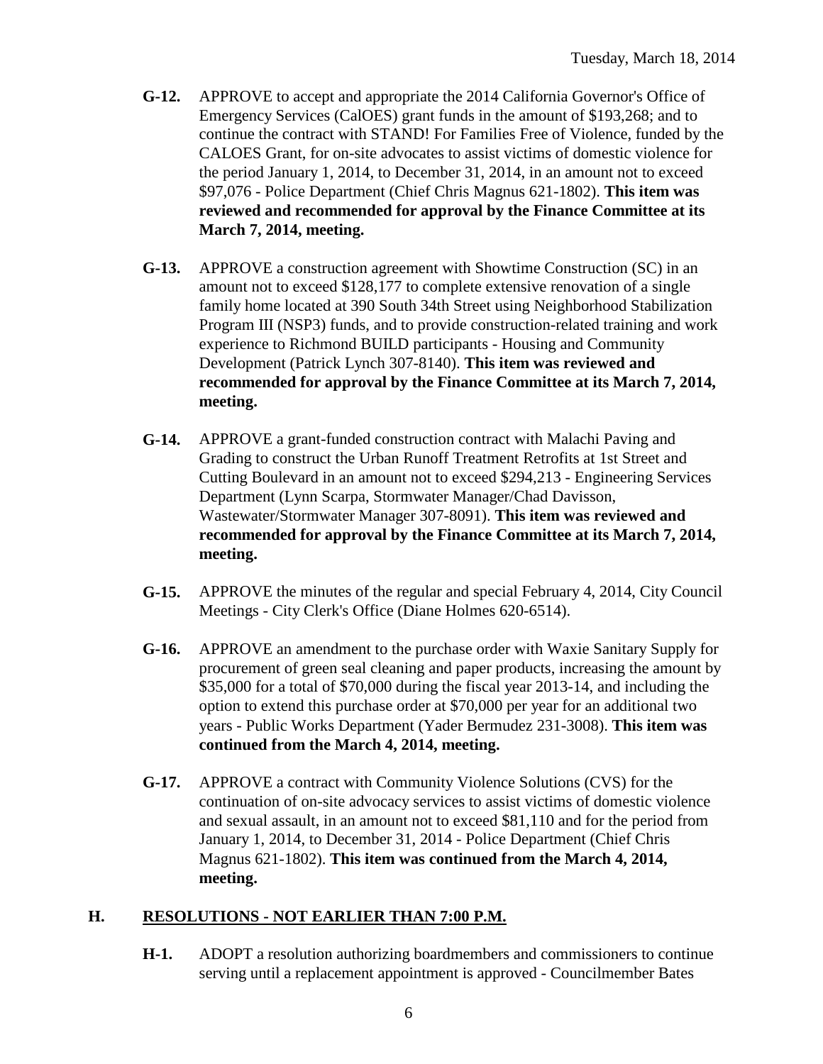**G-12.** APPROVE to accept and appropriate the 2014 California Governor's Office of Emergency Services (CalOES) grant funds in the amount of $193,268; and to continue the contract with STAND! For Families Free of Violence, funded by the CALOES Grant, for on-site advocates to assist victims of domestic violence for the period January 1, 2014, to December 31, 2014, in an amount not to exceed $97,076 - Police Department (Chief Chris Magnus 621-1802). **This item was reviewed and recommended for approval by the Finance Committee at its March 7, 2014, meeting.**

**G-13.** APPROVE a construction agreement with Showtime Construction (SC) in an amount not to exceed $128,177 to complete extensive renovation of a single family home located at 390 South 34th Street using Neighborhood Stabilization Program III (NSP3) funds, and to provide construction-related training and work experience to Richmond BUILD participants - Housing and Community Development (Patrick Lynch 307-8140). **This item was reviewed and recommended for approval by the Finance Committee at its March 7, 2014, meeting.**

**G-14.** APPROVE a grant-funded construction contract with Malachi Paving and Grading to construct the Urban Runoff Treatment Retrofits at 1st Street and Cutting Boulevard in an amount not to exceed $294,213 - Engineering Services Department (Lynn Scarpa, Stormwater Manager/Chad Davisson, Wastewater/Stormwater Manager 307-8091). **This item was reviewed and recommended for approval by the Finance Committee at its March 7, 2014, meeting.**

**G-15.** APPROVE the minutes of the regular and special February 4, 2014, City Council Meetings - City Clerk's Office (Diane Holmes 620-6514).

**G-16.** APPROVE an amendment to the purchase order with Waxie Sanitary Supply for procurement of green seal cleaning and paper products, increasing the amount by $35,000 for a total of $70,000 during the fiscal year 2013-14, and including the option to extend this purchase order at $70,000 per year for an additional two years - Public Works Department (Yader Bermudez 231-3008). **This item was continued from the March 4, 2014, meeting.**

**G-17.** APPROVE a contract with Community Violence Solutions (CVS) for the continuation of on-site advocacy services to assist victims of domestic violence and sexual assault, in an amount not to exceed $81,110 and for the period from January 1, 2014, to December 31, 2014 - Police Department (Chief Chris Magnus 621-1802). **This item was continued from the March 4, 2014, meeting.**

## H. RESOLUTIONS - NOT EARLIER THAN 7:00 P.M.

**H-1.** ADOPT a resolution authorizing boardmembers and commissioners to continue serving until a replacement appointment is approved - Councilmember Bates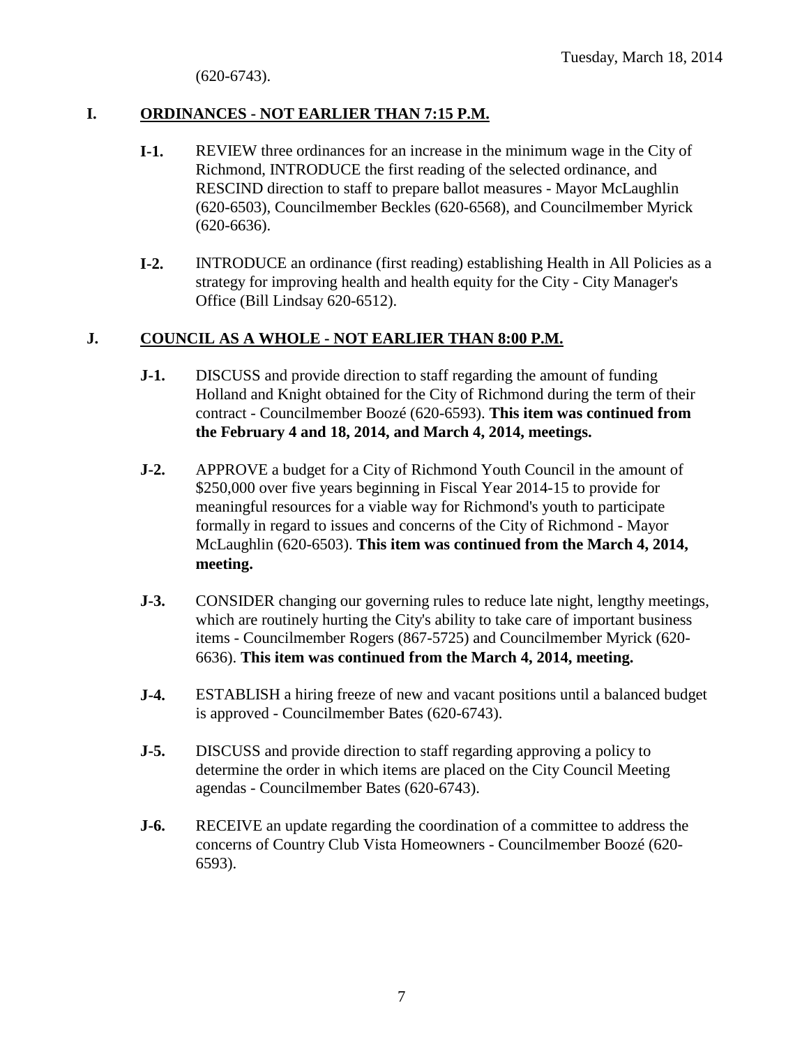(620-6743).

## I. ORDINANCES - NOT EARLIER THAN 7:15 P.M.

**I-1.** REVIEW three ordinances for an increase in the minimum wage in the City of Richmond, INTRODUCE the first reading of the selected ordinance, and RESCIND direction to staff to prepare ballot measures - Mayor McLaughlin (620-6503), Councilmember Beckles (620-6568), and Councilmember Myrick (620-6636).

**I-2.** INTRODUCE an ordinance (first reading) establishing Health in All Policies as a strategy for improving health and health equity for the City - City Manager's Office (Bill Lindsay 620-6512).

## J. COUNCIL AS A WHOLE - NOT EARLIER THAN 8:00 P.M.

**J-1.** DISCUSS and provide direction to staff regarding the amount of funding Holland and Knight obtained for the City of Richmond during the term of their contract - Councilmember Boozé (620-6593). **This item was continued from the February 4 and 18, 2014, and March 4, 2014, meetings.**

**J-2.** APPROVE a budget for a City of Richmond Youth Council in the amount of $250,000 over five years beginning in Fiscal Year 2014-15 to provide for meaningful resources for a viable way for Richmond's youth to participate formally in regard to issues and concerns of the City of Richmond - Mayor McLaughlin (620-6503). **This item was continued from the March 4, 2014, meeting.**

**J-3.** CONSIDER changing our governing rules to reduce late night, lengthy meetings, which are routinely hurting the City's ability to take care of important business items - Councilmember Rogers (867-5725) and Councilmember Myrick (620-6636). **This item was continued from the March 4, 2014, meeting.**

**J-4.** ESTABLISH a hiring freeze of new and vacant positions until a balanced budget is approved - Councilmember Bates (620-6743).

**J-5.** DISCUSS and provide direction to staff regarding approving a policy to determine the order in which items are placed on the City Council Meeting agendas - Councilmember Bates (620-6743).

**J-6.** RECEIVE an update regarding the coordination of a committee to address the concerns of Country Club Vista Homeowners - Councilmember Boozé (620-6593).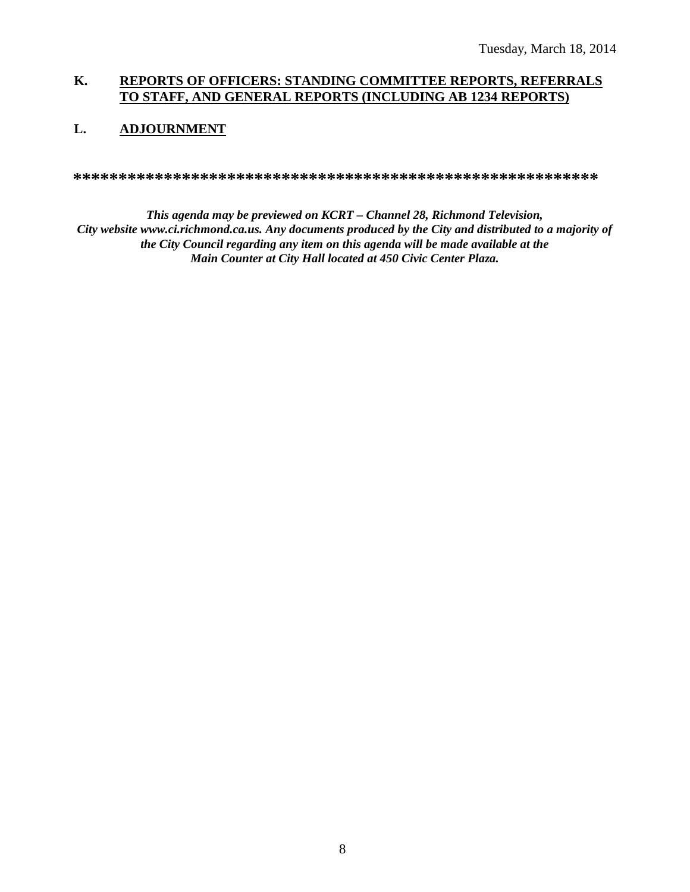## K. REPORTS OF OFFICERS: STANDING COMMITTEE REPORTS, REFERRALS TO STAFF, AND GENERAL REPORTS (INCLUDING AB 1234 REPORTS)

## L. ADJOURNMENT

**********************************************************

***This agenda may be previewed on KCRT – Channel 28, Richmond Television, City website www.ci.richmond.ca.us. Any documents produced by the City and distributed to a majority of the City Council regarding any item on this agenda will be made available at the Main Counter at City Hall located at 450 Civic Center Plaza.***